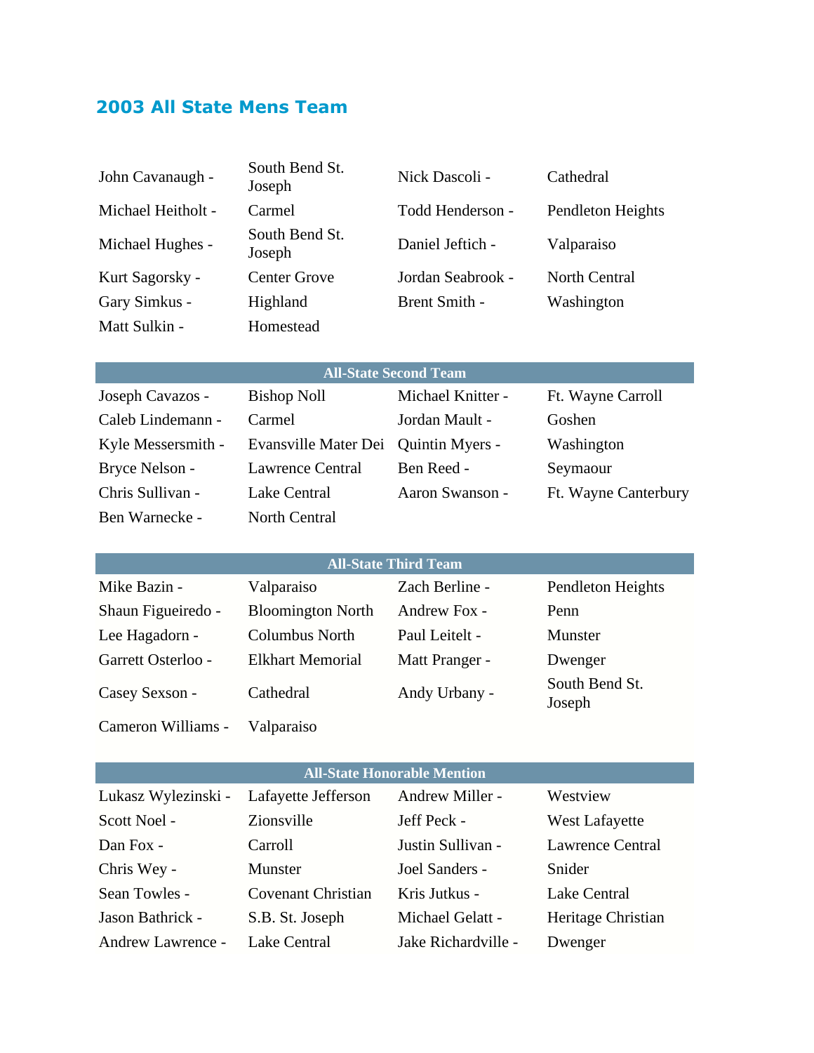## 2003 All State Mens Team

| | | | |
|---|---|---|---|
| John Cavanaugh - | South Bend St. Joseph | Nick Dascoli - | Cathedral |
| Michael Heitholt - | Carmel | Todd Henderson - | Pendleton Heights |
| Michael Hughes - | South Bend St. Joseph | Daniel Jeftich - | Valparaiso |
| Kurt Sagorsky - | Center Grove | Jordan Seabrook - | North Central |
| Gary Simkus - | Highland | Brent Smith - | Washington |
| Matt Sulkin - | Homestead | | |

| All-State Second Team | | | |
|---|---|---|---|
| Joseph Cavazos - | Bishop Noll | Michael Knitter - | Ft. Wayne Carroll |
| Caleb Lindemann - | Carmel | Jordan Mault - | Goshen |
| Kyle Messersmith - | Evansville Mater Dei | Quintin Myers - | Washington |
| Bryce Nelson - | Lawrence Central | Ben Reed - | Seymaour |
| Chris Sullivan - | Lake Central | Aaron Swanson - | Ft. Wayne Canterbury |
| Ben Warnecke - | North Central | | |

| All-State Third Team | | | |
|---|---|---|---|
| Mike Bazin - | Valparaiso | Zach Berline - | Pendleton Heights |
| Shaun Figueiredo - | Bloomington North | Andrew Fox - | Penn |
| Lee Hagadorn - | Columbus North | Paul Leitelt - | Munster |
| Garrett Osterloo - | Elkhart Memorial | Matt Pranger - | Dwenger |
| Casey Sexson - | Cathedral | Andy Urbany - | South Bend St. Joseph |
| Cameron Williams - | Valparaiso | | |

| All-State Honorable Mention | | | |
|---|---|---|---|
| Lukasz Wylezinski - | Lafayette Jefferson | Andrew Miller - | Westview |
| Scott Noel - | Zionsville | Jeff Peck - | West Lafayette |
| Dan Fox - | Carroll | Justin Sullivan - | Lawrence Central |
| Chris Wey - | Munster | Joel Sanders - | Snider |
| Sean Towles - | Covenant Christian | Kris Jutkus - | Lake Central |
| Jason Bathrick - | S.B. St. Joseph | Michael Gelatt - | Heritage Christian |
| Andrew Lawrence - | Lake Central | Jake Richardville - | Dwenger |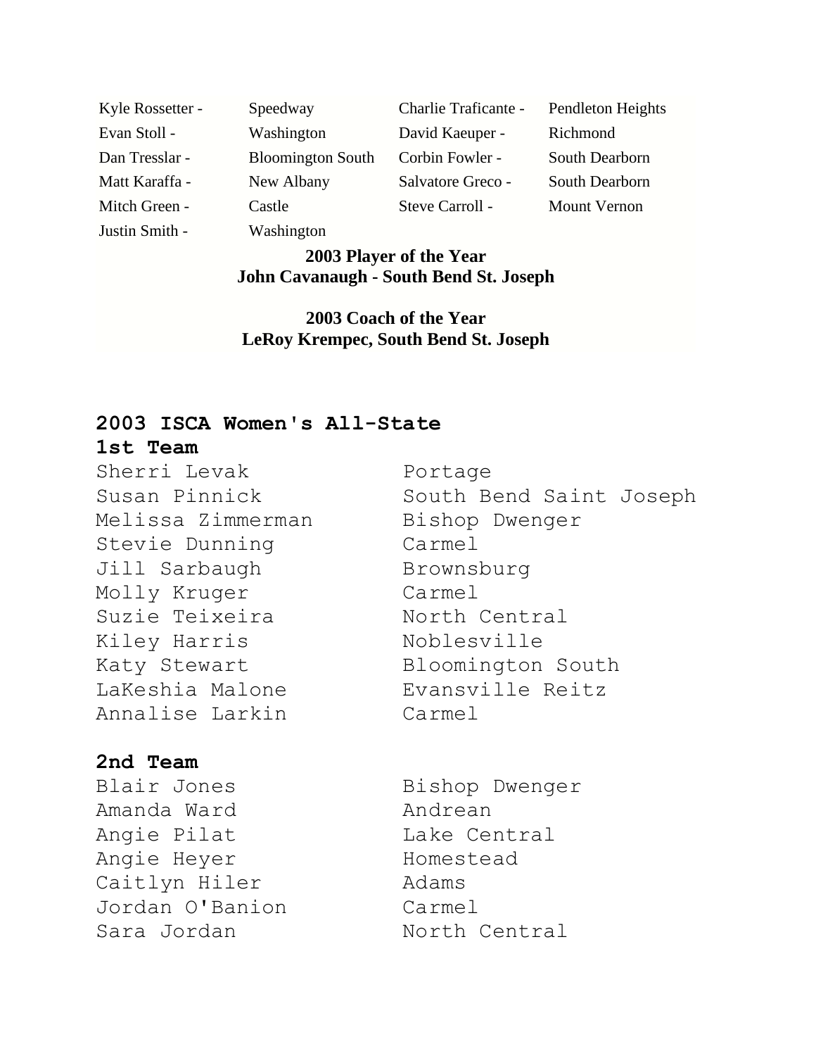| | | | |
|---|---|---|---|
| Kyle Rossetter - | Speedway | Charlie Traficante - | Pendleton Heights |
| Evan Stoll - | Washington | David Kaeuper - | Richmond |
| Dan Tresslar - | Bloomington South | Corbin Fowler - | South Dearborn |
| Matt Karaffa - | New Albany | Salvatore Greco - | South Dearborn |
| Mitch Green - | Castle | Steve Carroll - | Mount Vernon |
| Justin Smith - | Washington | | |

**2003 Player of the Year**
**John Cavanaugh - South Bend St. Joseph**

**2003 Coach of the Year**
**LeRoy Krempec, South Bend St. Joseph**

## 2003 ISCA Women's All-State

### 1st Team

| | |
|---|---|
| Sherri Levak | Portage |
| Susan Pinnick | South Bend Saint Joseph |
| Melissa Zimmerman | Bishop Dwenger |
| Stevie Dunning | Carmel |
| Jill Sarbaugh | Brownsburg |
| Molly Kruger | Carmel |
| Suzie Teixeira | North Central |
| Kiley Harris | Noblesville |
| Katy Stewart | Bloomington South |
| LaKeshia Malone | Evansville Reitz |
| Annalise Larkin | Carmel |

### 2nd Team

| | |
|---|---|
| Blair Jones | Bishop Dwenger |
| Amanda Ward | Andrean |
| Angie Pilat | Lake Central |
| Angie Heyer | Homestead |
| Caitlyn Hiler | Adams |
| Jordan O'Banion | Carmel |
| Sara Jordan | North Central |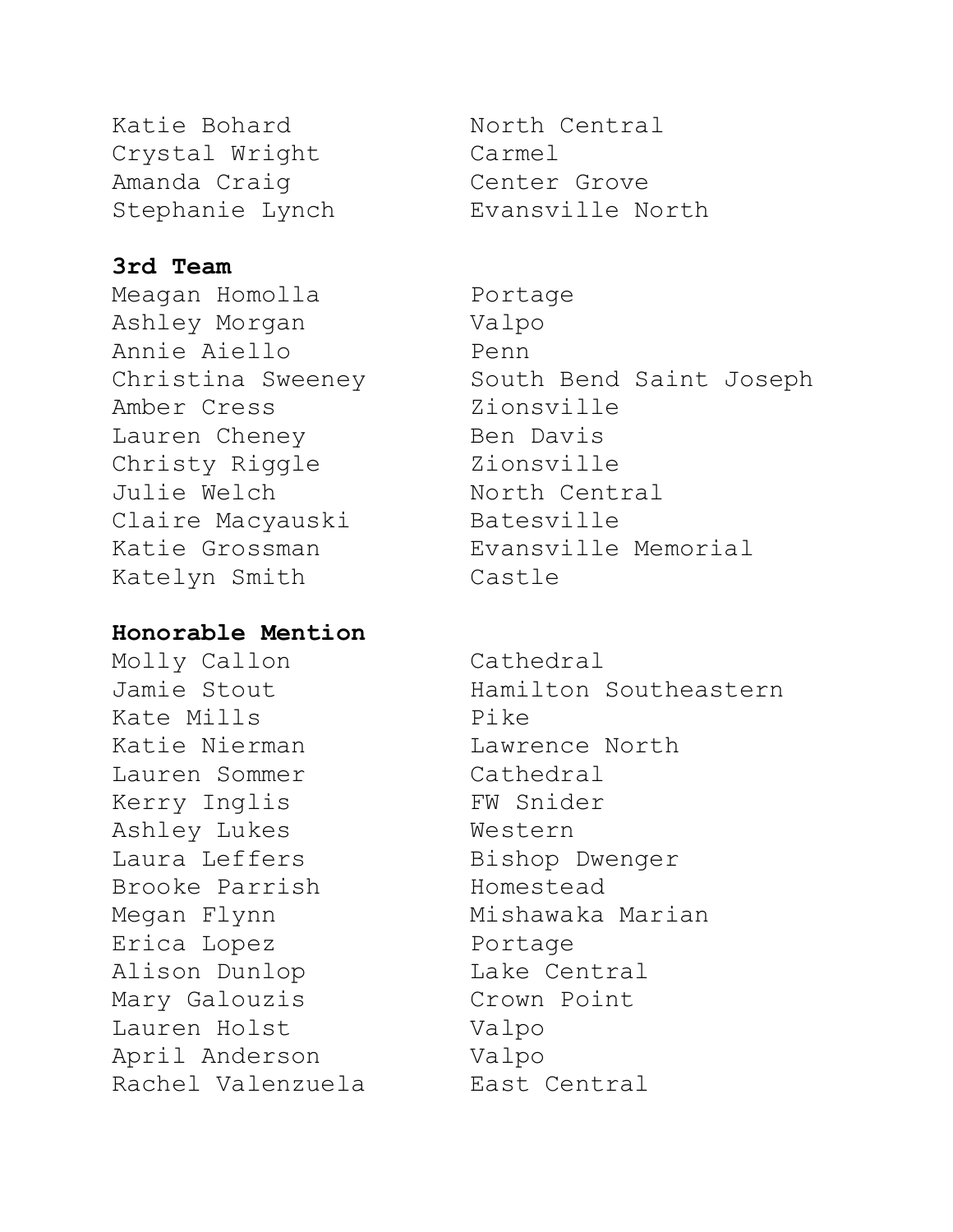| | |
|---|---|
| Katie Bohard | North Central |
| Crystal Wright | Carmel |
| Amanda Craig | Center Grove |
| Stephanie Lynch | Evansville North |

**3rd Team**

| | |
|---|---|
| Meagan Homolla | Portage |
| Ashley Morgan | Valpo |
| Annie Aiello | Penn |
| Christina Sweeney | South Bend Saint Joseph |
| Amber Cress | Zionsville |
| Lauren Cheney | Ben Davis |
| Christy Riggle | Zionsville |
| Julie Welch | North Central |
| Claire Macyauski | Batesville |
| Katie Grossman | Evansville Memorial |
| Katelyn Smith | Castle |

**Honorable Mention**

| | |
|---|---|
| Molly Callon | Cathedral |
| Jamie Stout | Hamilton Southeastern |
| Kate Mills | Pike |
| Katie Nierman | Lawrence North |
| Lauren Sommer | Cathedral |
| Kerry Inglis | FW Snider |
| Ashley Lukes | Western |
| Laura Leffers | Bishop Dwenger |
| Brooke Parrish | Homestead |
| Megan Flynn | Mishawaka Marian |
| Erica Lopez | Portage |
| Alison Dunlop | Lake Central |
| Mary Galouzis | Crown Point |
| Lauren Holst | Valpo |
| April Anderson | Valpo |
| Rachel Valenzuela | East Central |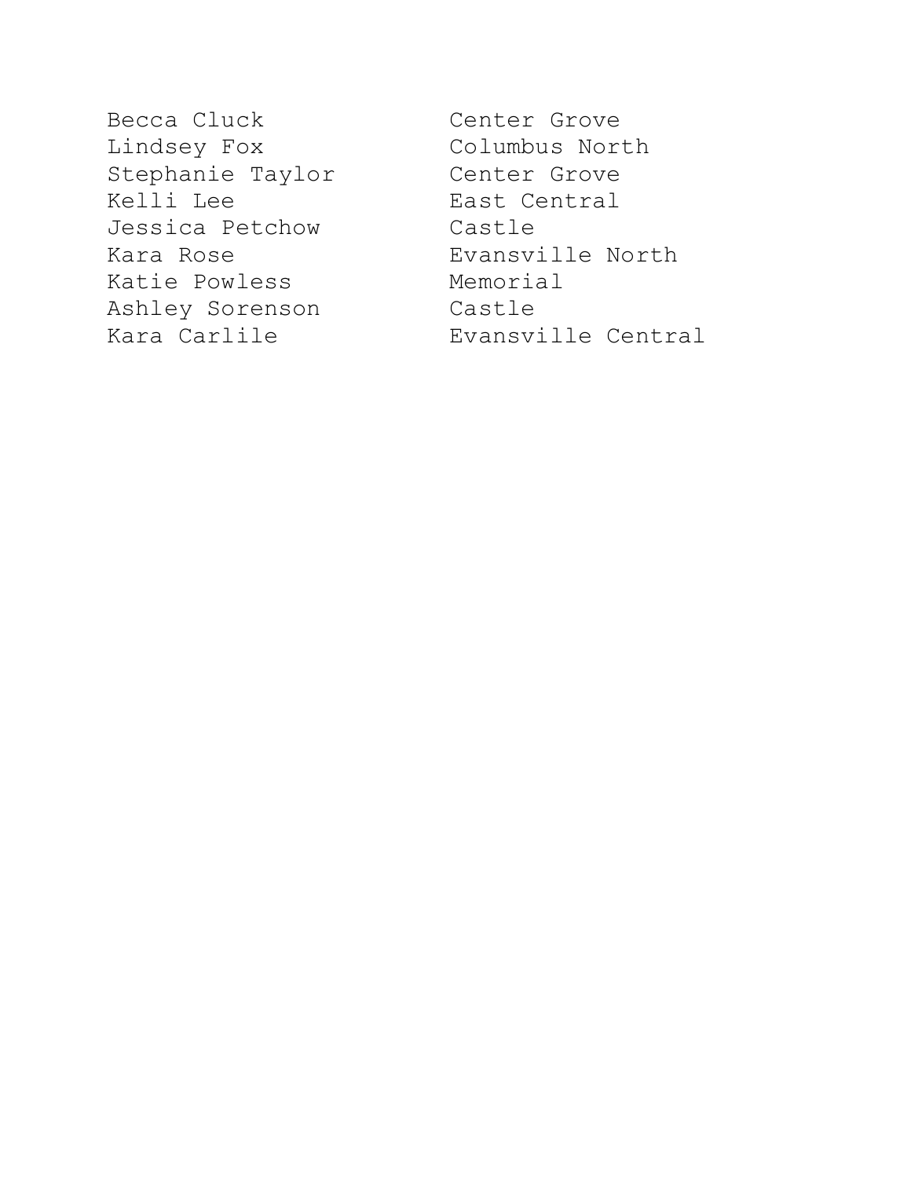| | |
|---|---|
| Becca Cluck | Center Grove |
| Lindsey Fox | Columbus North |
| Stephanie Taylor | Center Grove |
| Kelli Lee | East Central |
| Jessica Petchow | Castle |
| Kara Rose | Evansville North |
| Katie Powless | Memorial |
| Ashley Sorenson | Castle |
| Kara Carlile | Evansville Central |